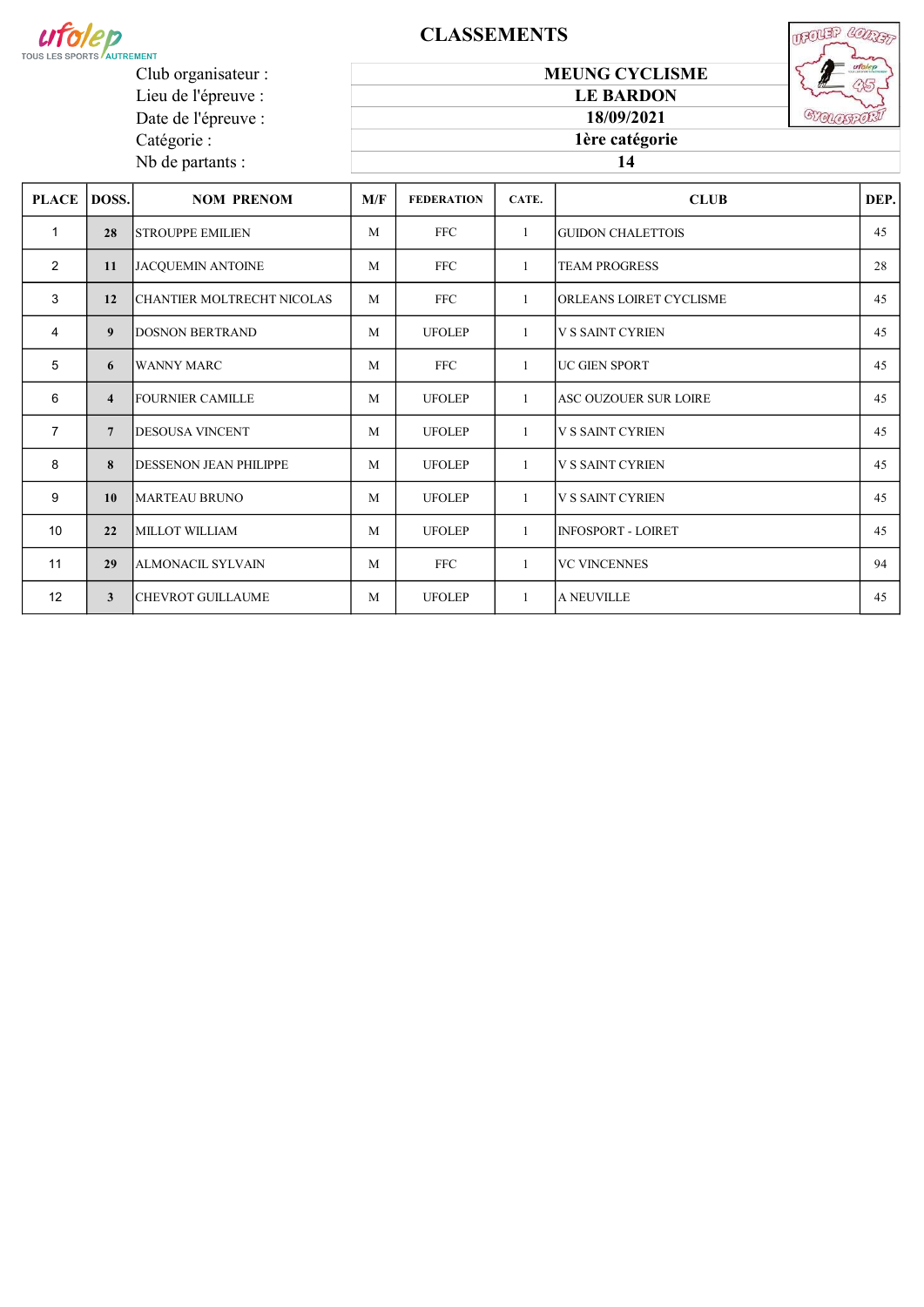# CLASSEMENTS

Club organisateur : **MEUNG CYCLISME**

Lieu de l'épreuve : **LE BARDON**

Date de l'épreuve : **18/09/2021**

Catégorie : **1ère catégorie**

Nb de partants : **14**

| PLACE | DOSS. | NOM PRENOM | M/F | FEDERATION | CATE. | CLUB | DEP. |
|---|---|---|---|---|---|---|---|
| 1 | 28 | STROUPPE EMILIEN | M | FFC | 1 | GUIDON CHALETTOIS | 45 |
| 2 | 11 | JACQUEMIN ANTOINE | M | FFC | 1 | TEAM PROGRESS | 28 |
| 3 | 12 | CHANTIER MOLTRECHT NICOLAS | M | FFC | 1 | ORLEANS LOIRET CYCLISME | 45 |
| 4 | 9 | DOSNON BERTRAND | M | UFOLEP | 1 | V S SAINT CYRIEN | 45 |
| 5 | 6 | WANNY MARC | M | FFC | 1 | UC GIEN SPORT | 45 |
| 6 | 4 | FOURNIER CAMILLE | M | UFOLEP | 1 | ASC OUZOUER SUR LOIRE | 45 |
| 7 | 7 | DESOUSA VINCENT | M | UFOLEP | 1 | V S SAINT CYRIEN | 45 |
| 8 | 8 | DESSENON JEAN PHILIPPE | M | UFOLEP | 1 | V S SAINT CYRIEN | 45 |
| 9 | 10 | MARTEAU BRUNO | M | UFOLEP | 1 | V S SAINT CYRIEN | 45 |
| 10 | 22 | MILLOT WILLIAM | M | UFOLEP | 1 | INFOSPORT - LOIRET | 45 |
| 11 | 29 | ALMONACIL SYLVAIN | M | FFC | 1 | VC VINCENNES | 94 |
| 12 | 3 | CHEVROT GUILLAUME | M | UFOLEP | 1 | A NEUVILLE | 45 |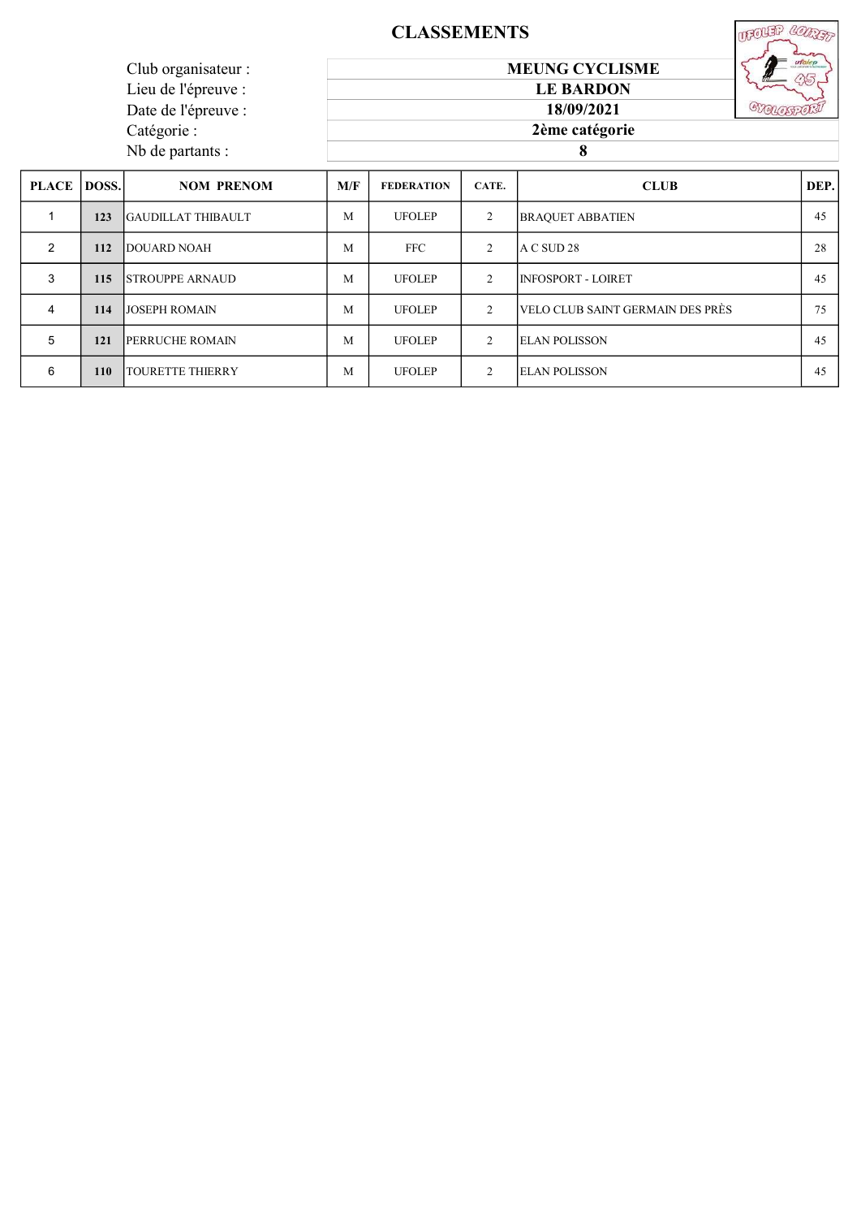# CLASSEMENTS

| | |
|---|---|
| Club organisateur : | **MEUNG CYCLISME** |
| Lieu de l'épreuve : | **LE BARDON** |
| Date de l'épreuve : | **18/09/2021** |
| Catégorie : | **2ème catégorie** |
| Nb de partants : | **8** |

| PLACE | DOSS. | NOM PRENOM | M/F | FEDERATION | CATE. | CLUB | DEP. |
|---|---|---|---|---|---|---|---|
| 1 | 123 | GAUDILLAT THIBAULT | M | UFOLEP | 2 | BRAQUET ABBATIEN | 45 |
| 2 | 112 | DOUARD NOAH | M | FFC | 2 | A C SUD 28 | 28 |
| 3 | 115 | STROUPPE ARNAUD | M | UFOLEP | 2 | INFOSPORT - LOIRET | 45 |
| 4 | 114 | JOSEPH ROMAIN | M | UFOLEP | 2 | VELO CLUB SAINT GERMAIN DES PRÈS | 75 |
| 5 | 121 | PERRUCHE ROMAIN | M | UFOLEP | 2 | ELAN POLISSON | 45 |
| 6 | 110 | TOURETTE THIERRY | M | UFOLEP | 2 | ELAN POLISSON | 45 |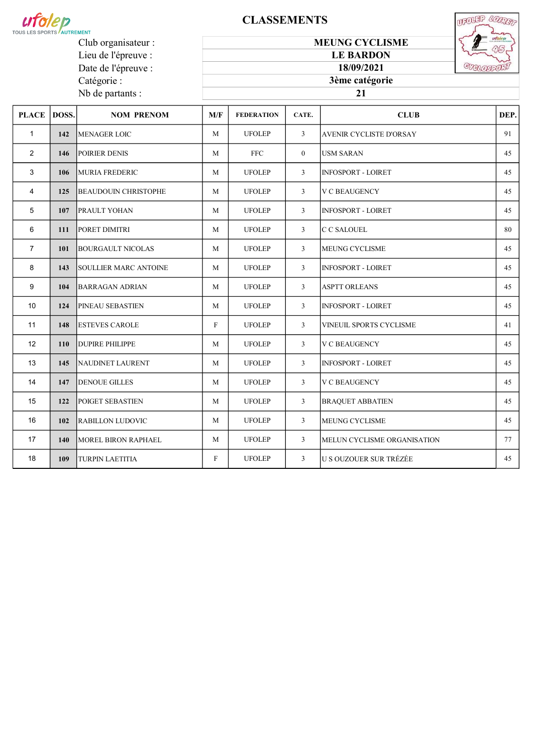# CLASSEMENTS

| | |
|---|---|
| Club organisateur : | MEUNG CYCLISME |
| Lieu de l'épreuve : | LE BARDON |
| Date de l'épreuve : | 18/09/2021 |
| Catégorie : | 3ème catégorie |
| Nb de partants : | 21 |

| PLACE | DOSS. | NOM PRENOM | M/F | FEDERATION | CATE. | CLUB | DEP. |
|---|---|---|---|---|---|---|---|
| 1 | 142 | MENAGER LOIC | M | UFOLEP | 3 | AVENIR CYCLISTE D'ORSAY | 91 |
| 2 | 146 | POIRIER DENIS | M | FFC | 0 | USM SARAN | 45 |
| 3 | 106 | MURIA FREDERIC | M | UFOLEP | 3 | INFOSPORT - LOIRET | 45 |
| 4 | 125 | BEAUDOUIN CHRISTOPHE | M | UFOLEP | 3 | V C BEAUGENCY | 45 |
| 5 | 107 | PRAULT YOHAN | M | UFOLEP | 3 | INFOSPORT - LOIRET | 45 |
| 6 | 111 | PORET DIMITRI | M | UFOLEP | 3 | C C SALOUEL | 80 |
| 7 | 101 | BOURGAULT NICOLAS | M | UFOLEP | 3 | MEUNG CYCLISME | 45 |
| 8 | 143 | SOULLIER MARC ANTOINE | M | UFOLEP | 3 | INFOSPORT - LOIRET | 45 |
| 9 | 104 | BARRAGAN ADRIAN | M | UFOLEP | 3 | ASPTT ORLEANS | 45 |
| 10 | 124 | PINEAU SEBASTIEN | M | UFOLEP | 3 | INFOSPORT - LOIRET | 45 |
| 11 | 148 | ESTEVES CAROLE | F | UFOLEP | 3 | VINEUIL SPORTS CYCLISME | 41 |
| 12 | 110 | DUPIRE PHILIPPE | M | UFOLEP | 3 | V C BEAUGENCY | 45 |
| 13 | 145 | NAUDINET LAURENT | M | UFOLEP | 3 | INFOSPORT - LOIRET | 45 |
| 14 | 147 | DENOUE GILLES | M | UFOLEP | 3 | V C BEAUGENCY | 45 |
| 15 | 122 | POIGET SEBASTIEN | M | UFOLEP | 3 | BRAQUET ABBATIEN | 45 |
| 16 | 102 | RABILLON LUDOVIC | M | UFOLEP | 3 | MEUNG CYCLISME | 45 |
| 17 | 140 | MOREL BIRON RAPHAEL | M | UFOLEP | 3 | MELUN CYCLISME ORGANISATION | 77 |
| 18 | 109 | TURPIN LAETITIA | F | UFOLEP | 3 | U S OUZOUER SUR TRÉZÉE | 45 |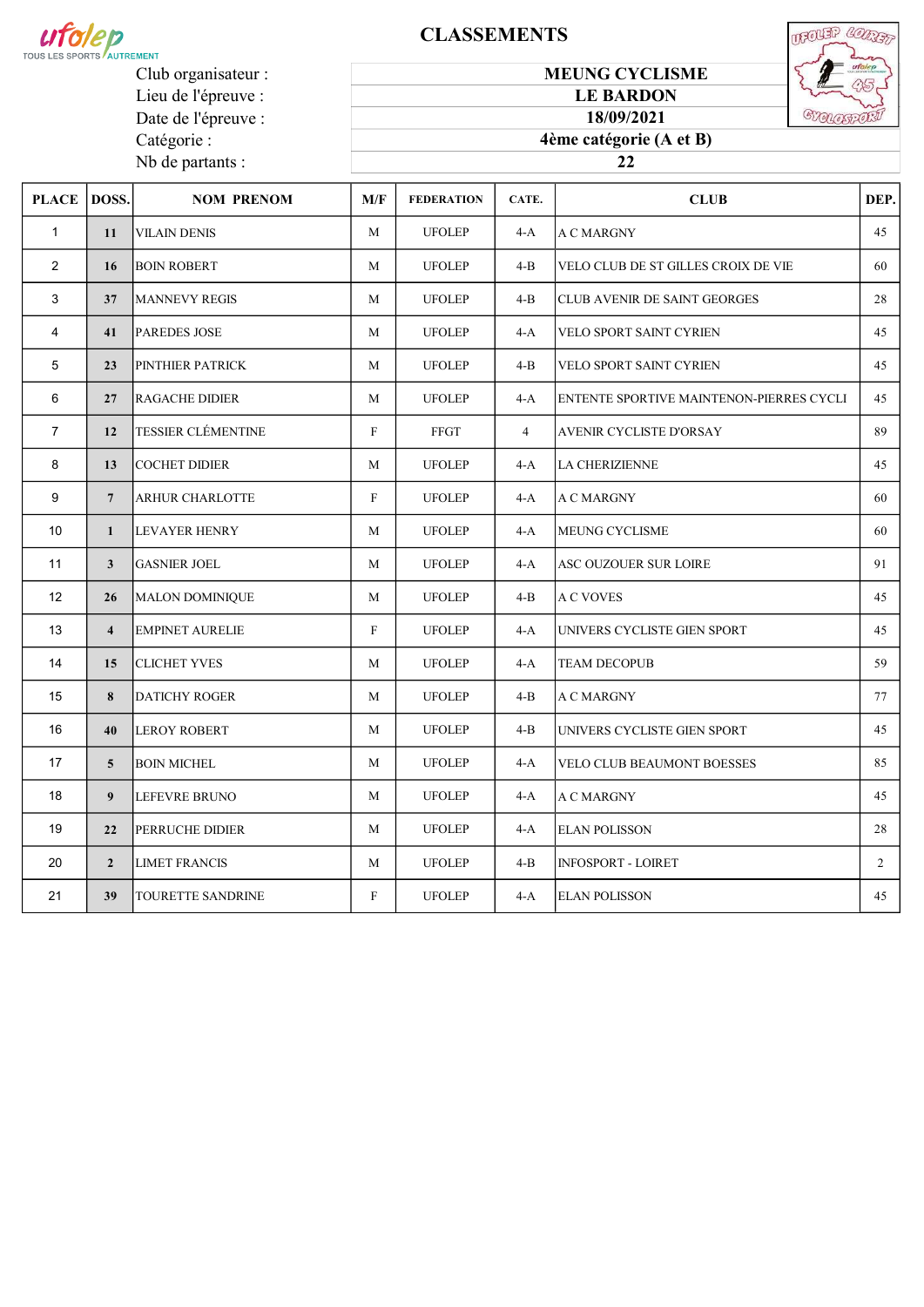ufolep
TOUS LES SPORTS AUTREMENT

# CLASSEMENTS

UFOLEP LOIRET 45 CYCLOSPORT

| | |
|---|---|
| Club organisateur : | MEUNG CYCLISME |
| Lieu de l'épreuve : | LE BARDON |
| Date de l'épreuve : | 18/09/2021 |
| Catégorie : | 4ème catégorie (A et B) |
| Nb de partants : | 22 |

| PLACE | DOSS. | NOM PRENOM | M/F | FEDERATION | CATE. | CLUB | DEP. |
|---|---|---|---|---|---|---|---|
| 1 | 11 | VILAIN DENIS | M | UFOLEP | 4-A | A C MARGNY | 45 |
| 2 | 16 | BOIN ROBERT | M | UFOLEP | 4-B | VELO CLUB DE ST GILLES CROIX DE VIE | 60 |
| 3 | 37 | MANNEVY REGIS | M | UFOLEP | 4-B | CLUB AVENIR DE SAINT GEORGES | 28 |
| 4 | 41 | PAREDES JOSE | M | UFOLEP | 4-A | VELO SPORT SAINT CYRIEN | 45 |
| 5 | 23 | PINTHIER PATRICK | M | UFOLEP | 4-B | VELO SPORT SAINT CYRIEN | 45 |
| 6 | 27 | RAGACHE DIDIER | M | UFOLEP | 4-A | ENTENTE SPORTIVE MAINTENON-PIERRES CYCLI | 45 |
| 7 | 12 | TESSIER CLÉMENTINE | F | FFGT | 4 | AVENIR CYCLISTE D'ORSAY | 89 |
| 8 | 13 | COCHET DIDIER | M | UFOLEP | 4-A | LA CHERIZIENNE | 45 |
| 9 | 7 | ARHUR CHARLOTTE | F | UFOLEP | 4-A | A C MARGNY | 60 |
| 10 | 1 | LEVAYER HENRY | M | UFOLEP | 4-A | MEUNG CYCLISME | 60 |
| 11 | 3 | GASNIER JOEL | M | UFOLEP | 4-A | ASC OUZOUER SUR LOIRE | 91 |
| 12 | 26 | MALON DOMINIQUE | M | UFOLEP | 4-B | A C VOVES | 45 |
| 13 | 4 | EMPINET AURELIE | F | UFOLEP | 4-A | UNIVERS CYCLISTE GIEN SPORT | 45 |
| 14 | 15 | CLICHET YVES | M | UFOLEP | 4-A | TEAM DECOPUB | 59 |
| 15 | 8 | DATICHY ROGER | M | UFOLEP | 4-B | A C MARGNY | 77 |
| 16 | 40 | LEROY ROBERT | M | UFOLEP | 4-B | UNIVERS CYCLISTE GIEN SPORT | 45 |
| 17 | 5 | BOIN MICHEL | M | UFOLEP | 4-A | VELO CLUB BEAUMONT BOESSES | 85 |
| 18 | 9 | LEFEVRE BRUNO | M | UFOLEP | 4-A | A C MARGNY | 45 |
| 19 | 22 | PERRUCHE DIDIER | M | UFOLEP | 4-A | ELAN POLISSON | 28 |
| 20 | 2 | LIMET FRANCIS | M | UFOLEP | 4-B | INFOSPORT - LOIRET | 2 |
| 21 | 39 | TOURETTE SANDRINE | F | UFOLEP | 4-A | ELAN POLISSON | 45 |